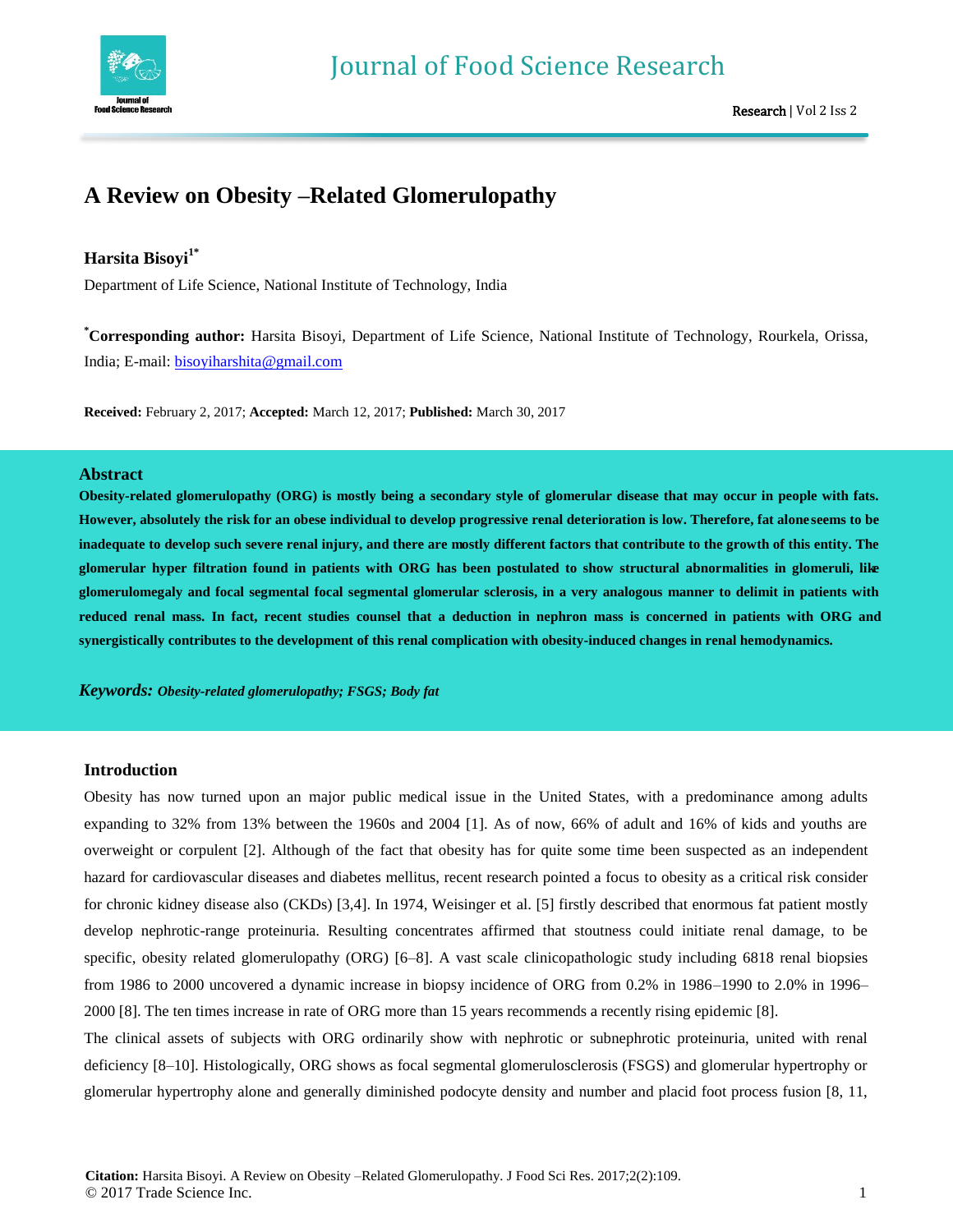# A Review on Obesity –Related Glomerulopathy

**Harsita Bisoyi[1*]**

Department of Life Science, National Institute of Technology, India

**[*]Corresponding author:** Harsita Bisoyi, Department of Life Science, National Institute of Technology, Rourkela, Orissa, India; E-mail: bisoyiharshita@gmail.com

**Received:** February 2, 2017; **Accepted:** March 12, 2017; **Published:** March 30, 2017

## Abstract

**Obesity-related glomerulopathy (ORG) is mostly being a secondary style of glomerular disease that may occur in people with fats. However, absolutely the risk for an obese individual to develop progressive renal deterioration is low. Therefore, fat alone seems to be inadequate to develop such severe renal injury, and there are mostly different factors that contribute to the growth of this entity. The glomerular hyper filtration found in patients with ORG has been postulated to show structural abnormalities in glomeruli, like glomerulomegaly and focal segmental focal segmental glomerular sclerosis, in a very analogous manner to delimit in patients with reduced renal mass. In fact, recent studies counsel that a deduction in nephron mass is concerned in patients with ORG and synergistically contributes to the development of this renal complication with obesity-induced changes in renal hemodynamics.**

***Keywords:*** ***Obesity-related glomerulopathy; FSGS; Body fat***

## Introduction

Obesity has now turned upon an major public medical issue in the United States, with a predominance among adults expanding to 32% from 13% between the 1960s and 2004 [1]. As of now, 66% of adult and 16% of kids and youths are overweight or corpulent [2]. Although of the fact that obesity has for quite some time been suspected as an independent hazard for cardiovascular diseases and diabetes mellitus, recent research pointed a focus to obesity as a critical risk consider for chronic kidney disease also (CKDs) [3,4]. In 1974, Weisinger et al. [5] firstly described that enormous fat patient mostly develop nephrotic-range proteinuria. Resulting concentrates affirmed that stoutness could initiate renal damage, to be specific, obesity related glomerulopathy (ORG) [6–8]. A vast scale clinicopathologic study including 6818 renal biopsies from 1986 to 2000 uncovered a dynamic increase in biopsy incidence of ORG from 0.2% in 1986–1990 to 2.0% in 1996–2000 [8]. The ten times increase in rate of ORG more than 15 years recommends a recently rising epidemic [8].

The clinical assets of subjects with ORG ordinarily show with nephrotic or subnephrotic proteinuria, united with renal deficiency [8–10]. Histologically, ORG shows as focal segmental glomerulosclerosis (FSGS) and glomerular hypertrophy or glomerular hypertrophy alone and generally diminished podocyte density and number and placid foot process fusion [8, 11,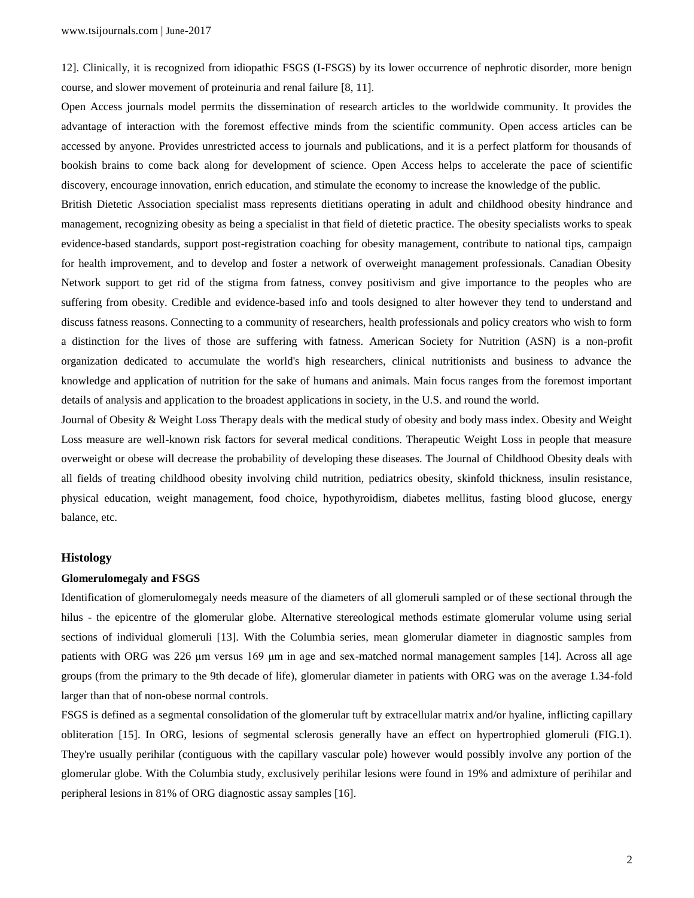12]. Clinically, it is recognized from idiopathic FSGS (I-FSGS) by its lower occurrence of nephrotic disorder, more benign course, and slower movement of proteinuria and renal failure [8, 11].

Open Access journals model permits the dissemination of research articles to the worldwide community. It provides the advantage of interaction with the foremost effective minds from the scientific community. Open access articles can be accessed by anyone. Provides unrestricted access to journals and publications, and it is a perfect platform for thousands of bookish brains to come back along for development of science. Open Access helps to accelerate the pace of scientific discovery, encourage innovation, enrich education, and stimulate the economy to increase the knowledge of the public.

British Dietetic Association specialist mass represents dietitians operating in adult and childhood obesity hindrance and management, recognizing obesity as being a specialist in that field of dietetic practice. The obesity specialists works to speak evidence-based standards, support post-registration coaching for obesity management, contribute to national tips, campaign for health improvement, and to develop and foster a network of overweight management professionals. Canadian Obesity Network support to get rid of the stigma from fatness, convey positivism and give importance to the peoples who are suffering from obesity. Credible and evidence-based info and tools designed to alter however they tend to understand and discuss fatness reasons. Connecting to a community of researchers, health professionals and policy creators who wish to form a distinction for the lives of those are suffering with fatness. American Society for Nutrition (ASN) is a non-profit organization dedicated to accumulate the world's high researchers, clinical nutritionists and business to advance the knowledge and application of nutrition for the sake of humans and animals. Main focus ranges from the foremost important details of analysis and application to the broadest applications in society, in the U.S. and round the world.

Journal of Obesity & Weight Loss Therapy deals with the medical study of obesity and body mass index. Obesity and Weight Loss measure are well-known risk factors for several medical conditions. Therapeutic Weight Loss in people that measure overweight or obese will decrease the probability of developing these diseases. The Journal of Childhood Obesity deals with all fields of treating childhood obesity involving child nutrition, pediatrics obesity, skinfold thickness, insulin resistance, physical education, weight management, food choice, hypothyroidism, diabetes mellitus, fasting blood glucose, energy balance, etc.

## Histology

### Glomerulomegaly and FSGS

Identification of glomerulomegaly needs measure of the diameters of all glomeruli sampled or of these sectional through the hilus - the epicentre of the glomerular globe. Alternative stereological methods estimate glomerular volume using serial sections of individual glomeruli [13]. With the Columbia series, mean glomerular diameter in diagnostic samples from patients with ORG was 226 μm versus 169 μm in age and sex-matched normal management samples [14]. Across all age groups (from the primary to the 9th decade of life), glomerular diameter in patients with ORG was on the average 1.34-fold larger than that of non-obese normal controls.

FSGS is defined as a segmental consolidation of the glomerular tuft by extracellular matrix and/or hyaline, inflicting capillary obliteration [15]. In ORG, lesions of segmental sclerosis generally have an effect on hypertrophied glomeruli (FIG.1). They're usually perihilar (contiguous with the capillary vascular pole) however would possibly involve any portion of the glomerular globe. With the Columbia study, exclusively perihilar lesions were found in 19% and admixture of perihilar and peripheral lesions in 81% of ORG diagnostic assay samples [16].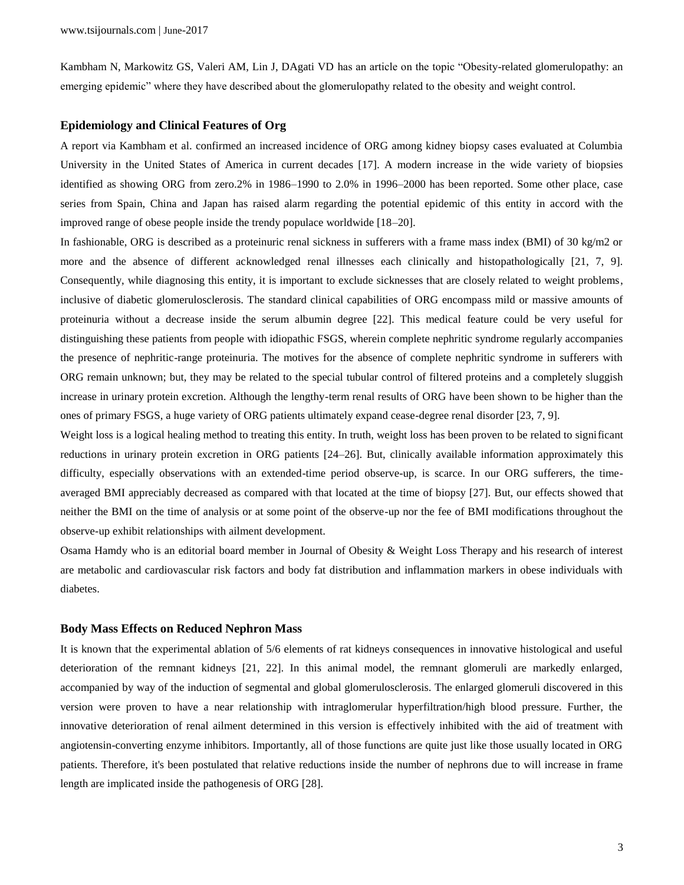Kambham N, Markowitz GS, Valeri AM, Lin J, DAgati VD has an article on the topic "Obesity-related glomerulopathy: an emerging epidemic" where they have described about the glomerulopathy related to the obesity and weight control.

### Epidemiology and Clinical Features of Org

A report via Kambham et al. confirmed an increased incidence of ORG among kidney biopsy cases evaluated at Columbia University in the United States of America in current decades [17]. A modern increase in the wide variety of biopsies identified as showing ORG from zero.2% in 1986–1990 to 2.0% in 1996–2000 has been reported. Some other place, case series from Spain, China and Japan has raised alarm regarding the potential epidemic of this entity in accord with the improved range of obese people inside the trendy populace worldwide [18–20].

In fashionable, ORG is described as a proteinuric renal sickness in sufferers with a frame mass index (BMI) of 30 kg/m2 or more and the absence of different acknowledged renal illnesses each clinically and histopathologically [21, 7, 9]. Consequently, while diagnosing this entity, it is important to exclude sicknesses that are closely related to weight problems, inclusive of diabetic glomerulosclerosis. The standard clinical capabilities of ORG encompass mild or massive amounts of proteinuria without a decrease inside the serum albumin degree [22]. This medical feature could be very useful for distinguishing these patients from people with idiopathic FSGS, wherein complete nephritic syndrome regularly accompanies the presence of nephritic-range proteinuria. The motives for the absence of complete nephritic syndrome in sufferers with ORG remain unknown; but, they may be related to the special tubular control of filtered proteins and a completely sluggish increase in urinary protein excretion. Although the lengthy-term renal results of ORG have been shown to be higher than the ones of primary FSGS, a huge variety of ORG patients ultimately expand cease-degree renal disorder [23, 7, 9].

Weight loss is a logical healing method to treating this entity. In truth, weight loss has been proven to be related to significant reductions in urinary protein excretion in ORG patients [24–26]. But, clinically available information approximately this difficulty, especially observations with an extended-time period observe-up, is scarce. In our ORG sufferers, the time-averaged BMI appreciably decreased as compared with that located at the time of biopsy [27]. But, our effects showed that neither the BMI on the time of analysis or at some point of the observe-up nor the fee of BMI modifications throughout the observe-up exhibit relationships with ailment development.

Osama Hamdy who is an editorial board member in Journal of Obesity & Weight Loss Therapy and his research of interest are metabolic and cardiovascular risk factors and body fat distribution and inflammation markers in obese individuals with diabetes.

### Body Mass Effects on Reduced Nephron Mass

It is known that the experimental ablation of 5/6 elements of rat kidneys consequences in innovative histological and useful deterioration of the remnant kidneys [21, 22]. In this animal model, the remnant glomeruli are markedly enlarged, accompanied by way of the induction of segmental and global glomerulosclerosis. The enlarged glomeruli discovered in this version were proven to have a near relationship with intraglomerular hyperfiltration/high blood pressure. Further, the innovative deterioration of renal ailment determined in this version is effectively inhibited with the aid of treatment with angiotensin-converting enzyme inhibitors. Importantly, all of those functions are quite just like those usually located in ORG patients. Therefore, it's been postulated that relative reductions inside the number of nephrons due to will increase in frame length are implicated inside the pathogenesis of ORG [28].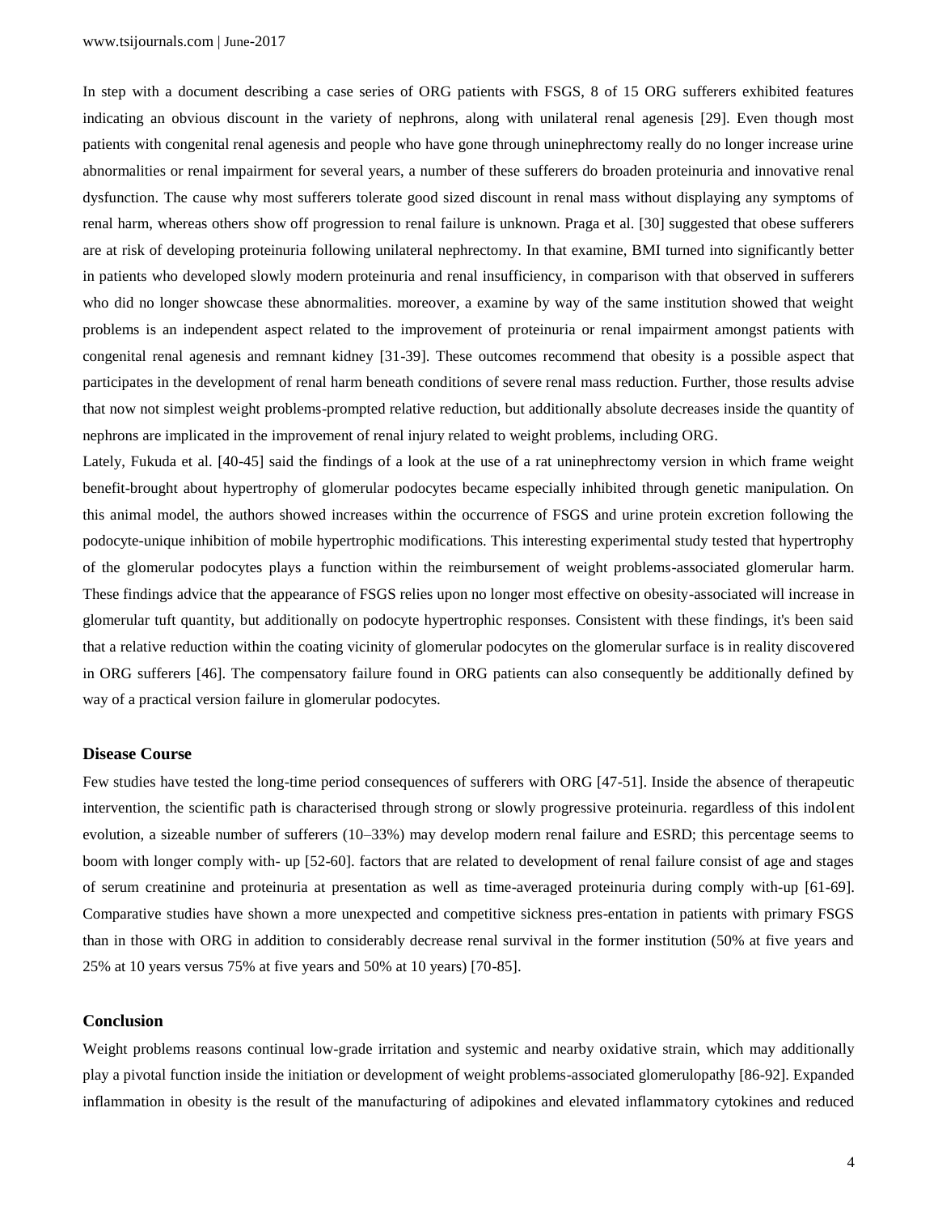In step with a document describing a case series of ORG patients with FSGS, 8 of 15 ORG sufferers exhibited features indicating an obvious discount in the variety of nephrons, along with unilateral renal agenesis [29]. Even though most patients with congenital renal agenesis and people who have gone through uninephrectomy really do no longer increase urine abnormalities or renal impairment for several years, a number of these sufferers do broaden proteinuria and innovative renal dysfunction. The cause why most sufferers tolerate good sized discount in renal mass without displaying any symptoms of renal harm, whereas others show off progression to renal failure is unknown. Praga et al. [30] suggested that obese sufferers are at risk of developing proteinuria following unilateral nephrectomy. In that examine, BMI turned into significantly better in patients who developed slowly modern proteinuria and renal insufficiency, in comparison with that observed in sufferers who did no longer showcase these abnormalities. moreover, a examine by way of the same institution showed that weight problems is an independent aspect related to the improvement of proteinuria or renal impairment amongst patients with congenital renal agenesis and remnant kidney [31-39]. These outcomes recommend that obesity is a possible aspect that participates in the development of renal harm beneath conditions of severe renal mass reduction. Further, those results advise that now not simplest weight problems-prompted relative reduction, but additionally absolute decreases inside the quantity of nephrons are implicated in the improvement of renal injury related to weight problems, including ORG.

Lately, Fukuda et al. [40-45] said the findings of a look at the use of a rat uninephrectomy version in which frame weight benefit-brought about hypertrophy of glomerular podocytes became especially inhibited through genetic manipulation. On this animal model, the authors showed increases within the occurrence of FSGS and urine protein excretion following the podocyte-unique inhibition of mobile hypertrophic modifications. This interesting experimental study tested that hypertrophy of the glomerular podocytes plays a function within the reimbursement of weight problems-associated glomerular harm. These findings advice that the appearance of FSGS relies upon no longer most effective on obesity-associated will increase in glomerular tuft quantity, but additionally on podocyte hypertrophic responses. Consistent with these findings, it's been said that a relative reduction within the coating vicinity of glomerular podocytes on the glomerular surface is in reality discovered in ORG sufferers [46]. The compensatory failure found in ORG patients can also consequently be additionally defined by way of a practical version failure in glomerular podocytes.

## Disease Course

Few studies have tested the long-time period consequences of sufferers with ORG [47-51]. Inside the absence of therapeutic intervention, the scientific path is characterised through strong or slowly progressive proteinuria. regardless of this indolent evolution, a sizeable number of sufferers (10–33%) may develop modern renal failure and ESRD; this percentage seems to boom with longer comply with- up [52-60]. factors that are related to development of renal failure consist of age and stages of serum creatinine and proteinuria at presentation as well as time-averaged proteinuria during comply with-up [61-69]. Comparative studies have shown a more unexpected and competitive sickness pres-entation in patients with primary FSGS than in those with ORG in addition to considerably decrease renal survival in the former institution (50% at five years and 25% at 10 years versus 75% at five years and 50% at 10 years) [70-85].

## Conclusion

Weight problems reasons continual low-grade irritation and systemic and nearby oxidative strain, which may additionally play a pivotal function inside the initiation or development of weight problems-associated glomerulopathy [86-92]. Expanded inflammation in obesity is the result of the manufacturing of adipokines and elevated inflammatory cytokines and reduced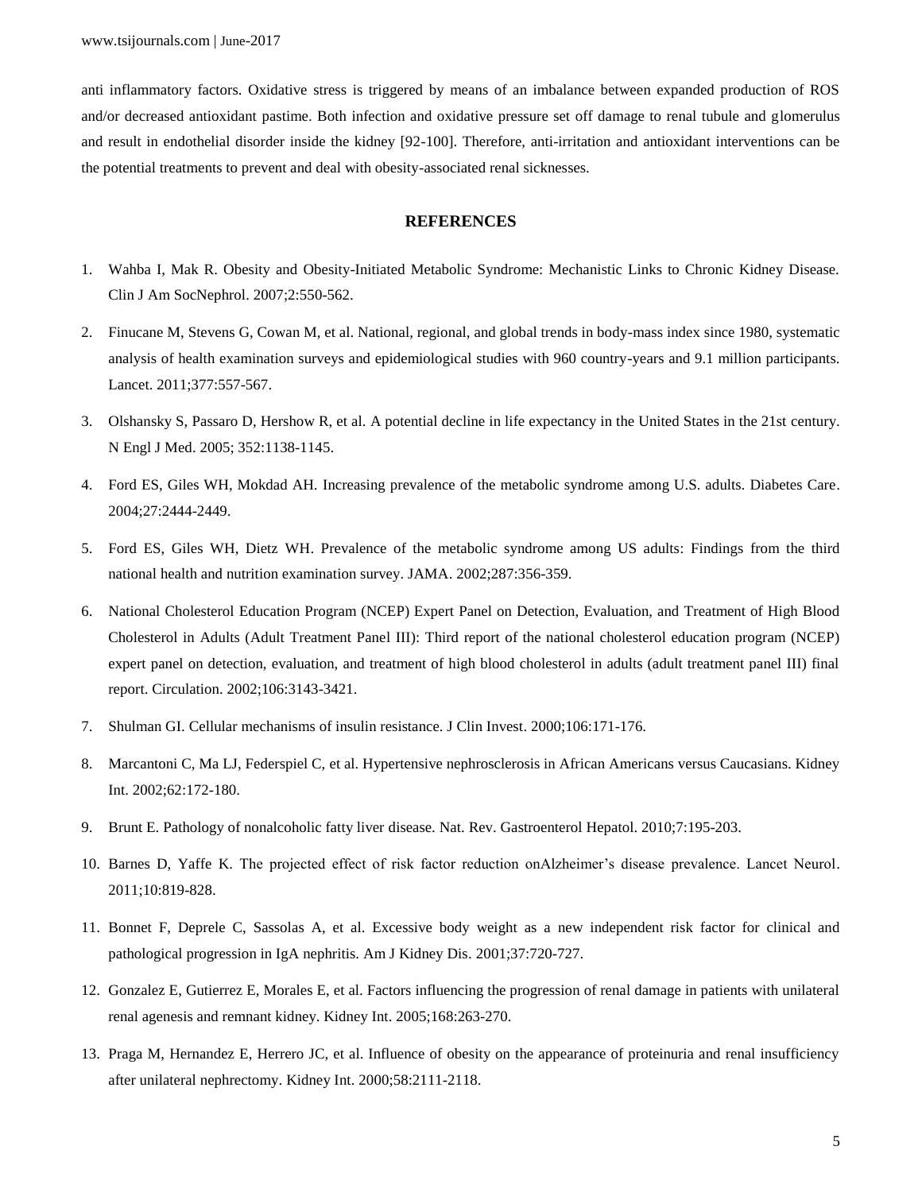anti inflammatory factors. Oxidative stress is triggered by means of an imbalance between expanded production of ROS and/or decreased antioxidant pastime. Both infection and oxidative pressure set off damage to renal tubule and glomerulus and result in endothelial disorder inside the kidney [92-100]. Therefore, anti-irritation and antioxidant interventions can be the potential treatments to prevent and deal with obesity-associated renal sicknesses.

## REFERENCES

1. Wahba I, Mak R. Obesity and Obesity-Initiated Metabolic Syndrome: Mechanistic Links to Chronic Kidney Disease. Clin J Am SocNephrol. 2007;2:550-562.
2. Finucane M, Stevens G, Cowan M, et al. National, regional, and global trends in body-mass index since 1980, systematic analysis of health examination surveys and epidemiological studies with 960 country-years and 9.1 million participants. Lancet. 2011;377:557-567.
3. Olshansky S, Passaro D, Hershow R, et al. A potential decline in life expectancy in the United States in the 21st century. N Engl J Med. 2005; 352:1138-1145.
4. Ford ES, Giles WH, Mokdad AH. Increasing prevalence of the metabolic syndrome among U.S. adults. Diabetes Care. 2004;27:2444-2449.
5. Ford ES, Giles WH, Dietz WH. Prevalence of the metabolic syndrome among US adults: Findings from the third national health and nutrition examination survey. JAMA. 2002;287:356-359.
6. National Cholesterol Education Program (NCEP) Expert Panel on Detection, Evaluation, and Treatment of High Blood Cholesterol in Adults (Adult Treatment Panel III): Third report of the national cholesterol education program (NCEP) expert panel on detection, evaluation, and treatment of high blood cholesterol in adults (adult treatment panel III) final report. Circulation. 2002;106:3143-3421.
7. Shulman GI. Cellular mechanisms of insulin resistance. J Clin Invest. 2000;106:171-176.
8. Marcantoni C, Ma LJ, Federspiel C, et al. Hypertensive nephrosclerosis in African Americans versus Caucasians. Kidney Int. 2002;62:172-180.
9. Brunt E. Pathology of nonalcoholic fatty liver disease. Nat. Rev. Gastroenterol Hepatol. 2010;7:195-203.
10. Barnes D, Yaffe K. The projected effect of risk factor reduction onAlzheimer's disease prevalence. Lancet Neurol. 2011;10:819-828.
11. Bonnet F, Deprele C, Sassolas A, et al. Excessive body weight as a new independent risk factor for clinical and pathological progression in IgA nephritis. Am J Kidney Dis. 2001;37:720-727.
12. Gonzalez E, Gutierrez E, Morales E, et al. Factors influencing the progression of renal damage in patients with unilateral renal agenesis and remnant kidney. Kidney Int. 2005;168:263-270.
13. Praga M, Hernandez E, Herrero JC, et al. Influence of obesity on the appearance of proteinuria and renal insufficiency after unilateral nephrectomy. Kidney Int. 2000;58:2111-2118.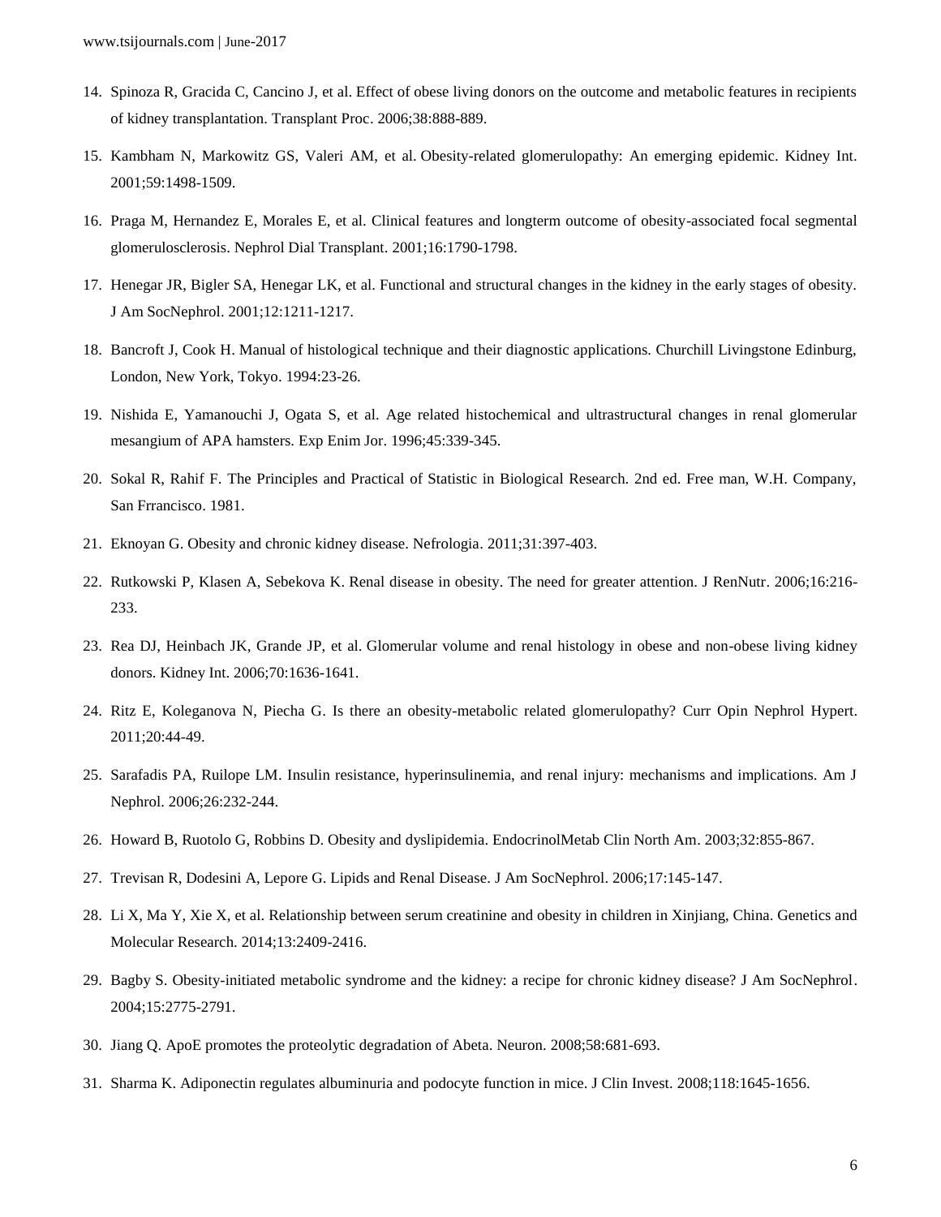14. Spinoza R, Gracida C, Cancino J, et al. Effect of obese living donors on the outcome and metabolic features in recipients of kidney transplantation. Transplant Proc. 2006;38:888-889.
15. Kambham N, Markowitz GS, Valeri AM, et al. Obesity-related glomerulopathy: An emerging epidemic. Kidney Int. 2001;59:1498-1509.
16. Praga M, Hernandez E, Morales E, et al. Clinical features and longterm outcome of obesity-associated focal segmental glomerulosclerosis. Nephrol Dial Transplant. 2001;16:1790-1798.
17. Henegar JR, Bigler SA, Henegar LK, et al. Functional and structural changes in the kidney in the early stages of obesity. J Am SocNephrol. 2001;12:1211-1217.
18. Bancroft J, Cook H. Manual of histological technique and their diagnostic applications. Churchill Livingstone Edinburg, London, New York, Tokyo. 1994:23-26.
19. Nishida E, Yamanouchi J, Ogata S, et al. Age related histochemical and ultrastructural changes in renal glomerular mesangium of APA hamsters. Exp Enim Jor. 1996;45:339-345.
20. Sokal R, Rahif F. The Principles and Practical of Statistic in Biological Research. 2nd ed. Free man, W.H. Company, San Frrancisco. 1981.
21. Eknoyan G. Obesity and chronic kidney disease. Nefrologia. 2011;31:397-403.
22. Rutkowski P, Klasen A, Sebekova K. Renal disease in obesity. The need for greater attention. J RenNutr. 2006;16:216-233.
23. Rea DJ, Heinbach JK, Grande JP, et al. Glomerular volume and renal histology in obese and non-obese living kidney donors. Kidney Int. 2006;70:1636-1641.
24. Ritz E, Koleganova N, Piecha G. Is there an obesity-metabolic related glomerulopathy? Curr Opin Nephrol Hypert. 2011;20:44-49.
25. Sarafadis PA, Ruilope LM. Insulin resistance, hyperinsulinemia, and renal injury: mechanisms and implications. Am J Nephrol. 2006;26:232-244.
26. Howard B, Ruotolo G, Robbins D. Obesity and dyslipidemia. EndocrinolMetab Clin North Am. 2003;32:855-867.
27. Trevisan R, Dodesini A, Lepore G. Lipids and Renal Disease. J Am SocNephrol. 2006;17:145-147.
28. Li X, Ma Y, Xie X, et al. Relationship between serum creatinine and obesity in children in Xinjiang, China. Genetics and Molecular Research. 2014;13:2409-2416.
29. Bagby S. Obesity-initiated metabolic syndrome and the kidney: a recipe for chronic kidney disease? J Am SocNephrol. 2004;15:2775-2791.
30. Jiang Q. ApoE promotes the proteolytic degradation of Abeta. Neuron. 2008;58:681-693.
31. Sharma K. Adiponectin regulates albuminuria and podocyte function in mice. J Clin Invest. 2008;118:1645-1656.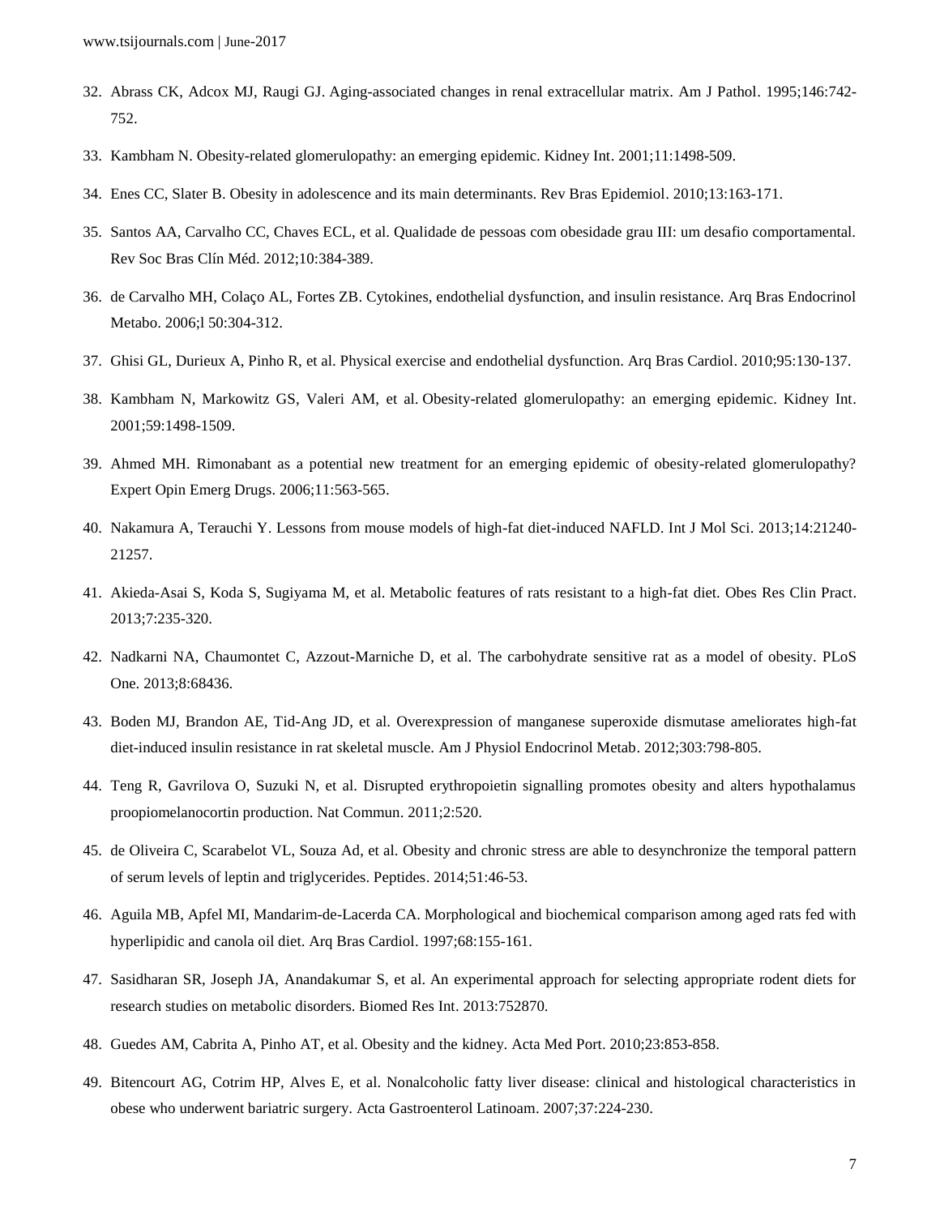32. Abrass CK, Adcox MJ, Raugi GJ. Aging-associated changes in renal extracellular matrix. Am J Pathol. 1995;146:742-752.
33. Kambham N. Obesity-related glomerulopathy: an emerging epidemic. Kidney Int. 2001;11:1498-509.
34. Enes CC, Slater B. Obesity in adolescence and its main determinants. Rev Bras Epidemiol. 2010;13:163-171.
35. Santos AA, Carvalho CC, Chaves ECL, et al. Qualidade de pessoas com obesidade grau III: um desafio comportamental. Rev Soc Bras Clín Méd. 2012;10:384-389.
36. de Carvalho MH, Colaço AL, Fortes ZB. Cytokines, endothelial dysfunction, and insulin resistance. Arq Bras Endocrinol Metabo. 2006;l 50:304-312.
37. Ghisi GL, Durieux A, Pinho R, et al. Physical exercise and endothelial dysfunction. Arq Bras Cardiol. 2010;95:130-137.
38. Kambham N, Markowitz GS, Valeri AM, et al. Obesity-related glomerulopathy: an emerging epidemic. Kidney Int. 2001;59:1498-1509.
39. Ahmed MH. Rimonabant as a potential new treatment for an emerging epidemic of obesity-related glomerulopathy? Expert Opin Emerg Drugs. 2006;11:563-565.
40. Nakamura A, Terauchi Y. Lessons from mouse models of high-fat diet-induced NAFLD. Int J Mol Sci. 2013;14:21240-21257.
41. Akieda-Asai S, Koda S, Sugiyama M, et al. Metabolic features of rats resistant to a high-fat diet. Obes Res Clin Pract. 2013;7:235-320.
42. Nadkarni NA, Chaumontet C, Azzout-Marniche D, et al. The carbohydrate sensitive rat as a model of obesity. PLoS One. 2013;8:68436.
43. Boden MJ, Brandon AE, Tid-Ang JD, et al. Overexpression of manganese superoxide dismutase ameliorates high-fat diet-induced insulin resistance in rat skeletal muscle. Am J Physiol Endocrinol Metab. 2012;303:798-805.
44. Teng R, Gavrilova O, Suzuki N, et al. Disrupted erythropoietin signalling promotes obesity and alters hypothalamus proopiomelanocortin production. Nat Commun. 2011;2:520.
45. de Oliveira C, Scarabelot VL, Souza Ad, et al. Obesity and chronic stress are able to desynchronize the temporal pattern of serum levels of leptin and triglycerides. Peptides. 2014;51:46-53.
46. Aguila MB, Apfel MI, Mandarim-de-Lacerda CA. Morphological and biochemical comparison among aged rats fed with hyperlipidic and canola oil diet. Arq Bras Cardiol. 1997;68:155-161.
47. Sasidharan SR, Joseph JA, Anandakumar S, et al. An experimental approach for selecting appropriate rodent diets for research studies on metabolic disorders. Biomed Res Int. 2013:752870.
48. Guedes AM, Cabrita A, Pinho AT, et al. Obesity and the kidney. Acta Med Port. 2010;23:853-858.
49. Bitencourt AG, Cotrim HP, Alves E, et al. Nonalcoholic fatty liver disease: clinical and histological characteristics in obese who underwent bariatric surgery. Acta Gastroenterol Latinoam. 2007;37:224-230.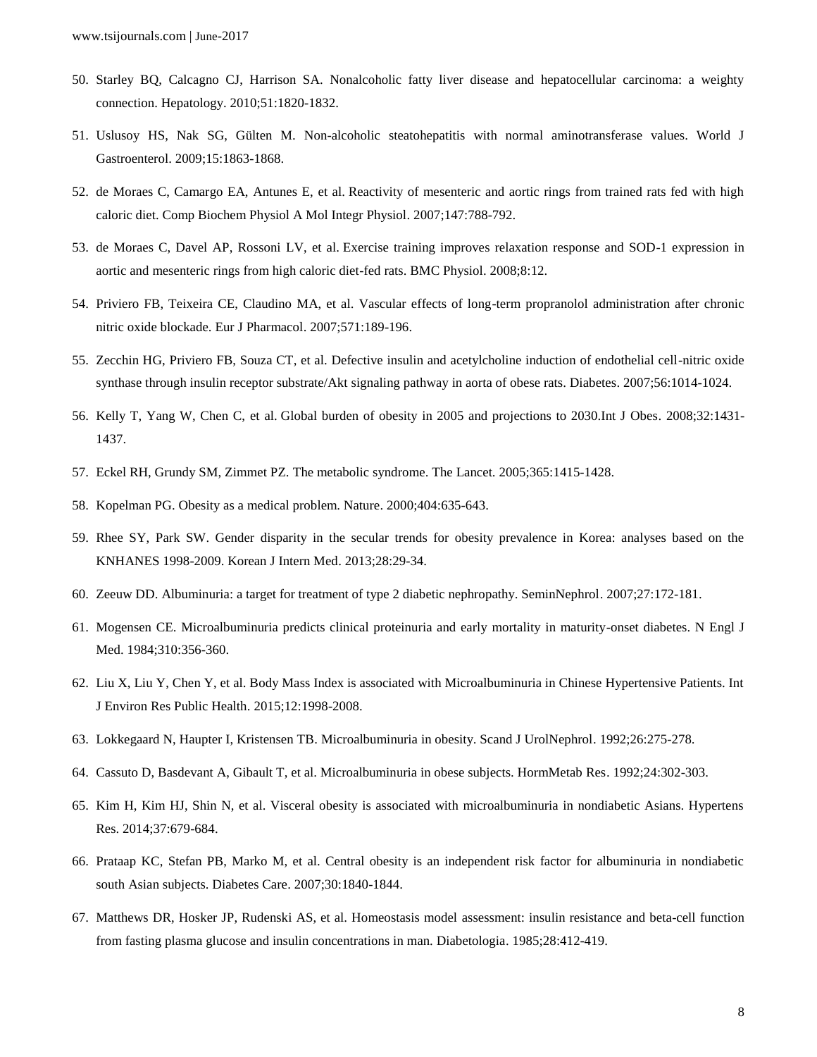50. Starley BQ, Calcagno CJ, Harrison SA. Nonalcoholic fatty liver disease and hepatocellular carcinoma: a weighty connection. Hepatology. 2010;51:1820-1832.

51. Uslusoy HS, Nak SG, Gülten M. Non-alcoholic steatohepatitis with normal aminotransferase values. World J Gastroenterol. 2009;15:1863-1868.

52. de Moraes C, Camargo EA, Antunes E, et al. Reactivity of mesenteric and aortic rings from trained rats fed with high caloric diet. Comp Biochem Physiol A Mol Integr Physiol. 2007;147:788-792.

53. de Moraes C, Davel AP, Rossoni LV, et al. Exercise training improves relaxation response and SOD-1 expression in aortic and mesenteric rings from high caloric diet-fed rats. BMC Physiol. 2008;8:12.

54. Priviero FB, Teixeira CE, Claudino MA, et al. Vascular effects of long-term propranolol administration after chronic nitric oxide blockade. Eur J Pharmacol. 2007;571:189-196.

55. Zecchin HG, Priviero FB, Souza CT, et al. Defective insulin and acetylcholine induction of endothelial cell-nitric oxide synthase through insulin receptor substrate/Akt signaling pathway in aorta of obese rats. Diabetes. 2007;56:1014-1024.

56. Kelly T, Yang W, Chen C, et al. Global burden of obesity in 2005 and projections to 2030.Int J Obes. 2008;32:1431-1437.

57. Eckel RH, Grundy SM, Zimmet PZ. The metabolic syndrome. The Lancet. 2005;365:1415-1428.

58. Kopelman PG. Obesity as a medical problem. Nature. 2000;404:635-643.

59. Rhee SY, Park SW. Gender disparity in the secular trends for obesity prevalence in Korea: analyses based on the KNHANES 1998-2009. Korean J Intern Med. 2013;28:29-34.

60. Zeeuw DD. Albuminuria: a target for treatment of type 2 diabetic nephropathy. SeminNephrol. 2007;27:172-181.

61. Mogensen CE. Microalbuminuria predicts clinical proteinuria and early mortality in maturity-onset diabetes. N Engl J Med. 1984;310:356-360.

62. Liu X, Liu Y, Chen Y, et al. Body Mass Index is associated with Microalbuminuria in Chinese Hypertensive Patients. Int J Environ Res Public Health. 2015;12:1998-2008.

63. Lokkegaard N, Haupter I, Kristensen TB. Microalbuminuria in obesity. Scand J UrolNephrol. 1992;26:275-278.

64. Cassuto D, Basdevant A, Gibault T, et al. Microalbuminuria in obese subjects. HormMetab Res. 1992;24:302-303.

65. Kim H, Kim HJ, Shin N, et al. Visceral obesity is associated with microalbuminuria in nondiabetic Asians. Hypertens Res. 2014;37:679-684.

66. Prataap KC, Stefan PB, Marko M, et al. Central obesity is an independent risk factor for albuminuria in nondiabetic south Asian subjects. Diabetes Care. 2007;30:1840-1844.

67. Matthews DR, Hosker JP, Rudenski AS, et al. Homeostasis model assessment: insulin resistance and beta-cell function from fasting plasma glucose and insulin concentrations in man. Diabetologia. 1985;28:412-419.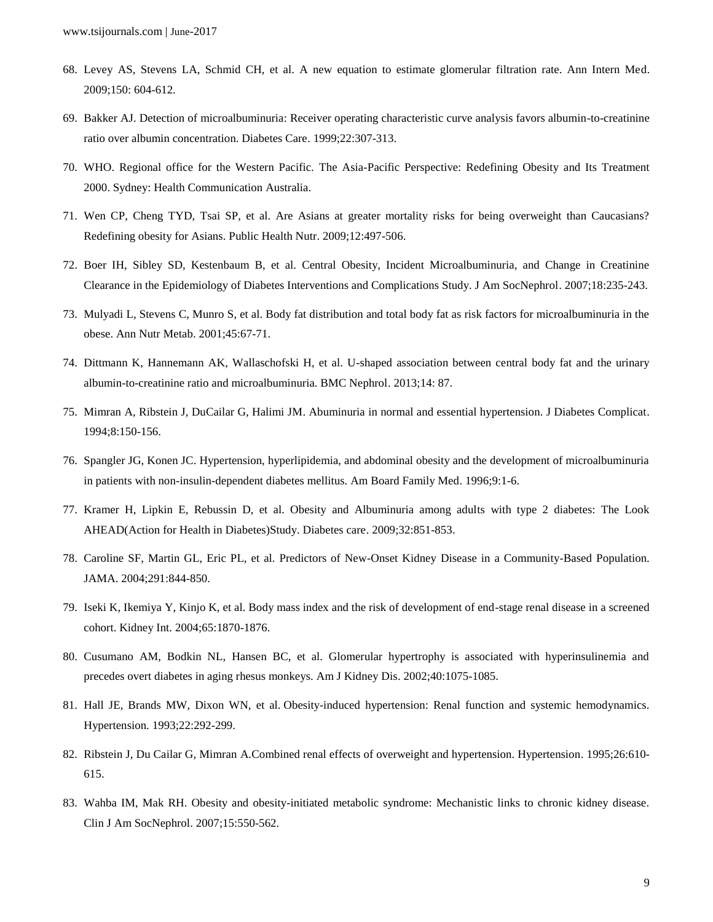68. Levey AS, Stevens LA, Schmid CH, et al. A new equation to estimate glomerular filtration rate. Ann Intern Med. 2009;150: 604-612.
69. Bakker AJ. Detection of microalbuminuria: Receiver operating characteristic curve analysis favors albumin-to-creatinine ratio over albumin concentration. Diabetes Care. 1999;22:307-313.
70. WHO. Regional office for the Western Pacific. The Asia-Pacific Perspective: Redefining Obesity and Its Treatment 2000. Sydney: Health Communication Australia.
71. Wen CP, Cheng TYD, Tsai SP, et al. Are Asians at greater mortality risks for being overweight than Caucasians? Redefining obesity for Asians. Public Health Nutr. 2009;12:497-506.
72. Boer IH, Sibley SD, Kestenbaum B, et al. Central Obesity, Incident Microalbuminuria, and Change in Creatinine Clearance in the Epidemiology of Diabetes Interventions and Complications Study. J Am SocNephrol. 2007;18:235-243.
73. Mulyadi L, Stevens C, Munro S, et al. Body fat distribution and total body fat as risk factors for microalbuminuria in the obese. Ann Nutr Metab. 2001;45:67-71.
74. Dittmann K, Hannemann AK, Wallaschofski H, et al. U-shaped association between central body fat and the urinary albumin-to-creatinine ratio and microalbuminuria. BMC Nephrol. 2013;14: 87.
75. Mimran A, Ribstein J, DuCailar G, Halimi JM. Abuminuria in normal and essential hypertension. J Diabetes Complicat. 1994;8:150-156.
76. Spangler JG, Konen JC. Hypertension, hyperlipidemia, and abdominal obesity and the development of microalbuminuria in patients with non-insulin-dependent diabetes mellitus. Am Board Family Med. 1996;9:1-6.
77. Kramer H, Lipkin E, Rebussin D, et al. Obesity and Albuminuria among adults with type 2 diabetes: The Look AHEAD(Action for Health in Diabetes)Study. Diabetes care. 2009;32:851-853.
78. Caroline SF, Martin GL, Eric PL, et al. Predictors of New-Onset Kidney Disease in a Community-Based Population. JAMA. 2004;291:844-850.
79. Iseki K, Ikemiya Y, Kinjo K, et al. Body mass index and the risk of development of end-stage renal disease in a screened cohort. Kidney Int. 2004;65:1870-1876.
80. Cusumano AM, Bodkin NL, Hansen BC, et al. Glomerular hypertrophy is associated with hyperinsulinemia and precedes overt diabetes in aging rhesus monkeys. Am J Kidney Dis. 2002;40:1075-1085.
81. Hall JE, Brands MW, Dixon WN, et al. Obesity-induced hypertension: Renal function and systemic hemodynamics. Hypertension. 1993;22:292-299.
82. Ribstein J, Du Cailar G, Mimran A.Combined renal effects of overweight and hypertension. Hypertension. 1995;26:610-615.
83. Wahba IM, Mak RH. Obesity and obesity-initiated metabolic syndrome: Mechanistic links to chronic kidney disease. Clin J Am SocNephrol. 2007;15:550-562.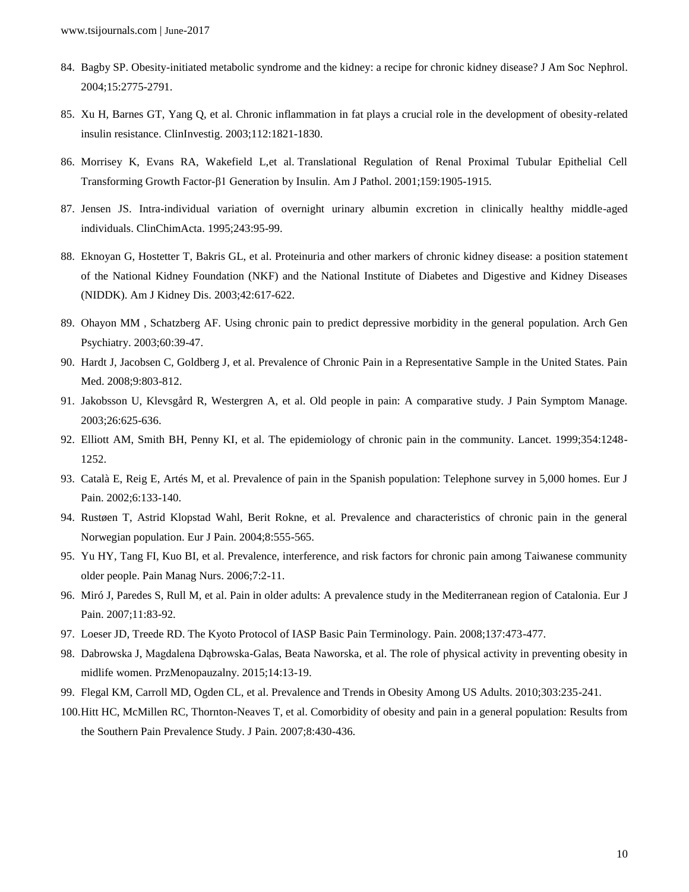84. Bagby SP. Obesity-initiated metabolic syndrome and the kidney: a recipe for chronic kidney disease? J Am Soc Nephrol. 2004;15:2775-2791.

85. Xu H, Barnes GT, Yang Q, et al. Chronic inflammation in fat plays a crucial role in the development of obesity-related insulin resistance. ClinInvestig. 2003;112:1821-1830.

86. Morrisey K, Evans RA, Wakefield L,et al. Translational Regulation of Renal Proximal Tubular Epithelial Cell Transforming Growth Factor-β1 Generation by Insulin. Am J Pathol. 2001;159:1905-1915.

87. Jensen JS. Intra-individual variation of overnight urinary albumin excretion in clinically healthy middle-aged individuals. ClinChimActa. 1995;243:95-99.

88. Eknoyan G, Hostetter T, Bakris GL, et al. Proteinuria and other markers of chronic kidney disease: a position statement of the National Kidney Foundation (NKF) and the National Institute of Diabetes and Digestive and Kidney Diseases (NIDDK). Am J Kidney Dis. 2003;42:617-622.

89. Ohayon MM , Schatzberg AF. Using chronic pain to predict depressive morbidity in the general population. Arch Gen Psychiatry. 2003;60:39-47.

90. Hardt J, Jacobsen C, Goldberg J, et al. Prevalence of Chronic Pain in a Representative Sample in the United States. Pain Med. 2008;9:803-812.

91. Jakobsson U, Klevsgård R, Westergren A, et al. Old people in pain: A comparative study. J Pain Symptom Manage. 2003;26:625-636.

92. Elliott AM, Smith BH, Penny KI, et al. The epidemiology of chronic pain in the community. Lancet. 1999;354:1248-1252.

93. Català E, Reig E, Artés M, et al. Prevalence of pain in the Spanish population: Telephone survey in 5,000 homes. Eur J Pain. 2002;6:133-140.

94. Rustøen T, Astrid Klopstad Wahl, Berit Rokne, et al. Prevalence and characteristics of chronic pain in the general Norwegian population. Eur J Pain. 2004;8:555-565.

95. Yu HY, Tang FI, Kuo BI, et al. Prevalence, interference, and risk factors for chronic pain among Taiwanese community older people. Pain Manag Nurs. 2006;7:2-11.

96. Miró J, Paredes S, Rull M, et al. Pain in older adults: A prevalence study in the Mediterranean region of Catalonia. Eur J Pain. 2007;11:83-92.

97. Loeser JD, Treede RD. The Kyoto Protocol of IASP Basic Pain Terminology. Pain. 2008;137:473-477.

98. Dabrowska J, Magdalena Dąbrowska-Galas, Beata Naworska, et al. The role of physical activity in preventing obesity in midlife women. PrzMenopauzalny. 2015;14:13-19.

99. Flegal KM, Carroll MD, Ogden CL, et al. Prevalence and Trends in Obesity Among US Adults. 2010;303:235-241.

100. Hitt HC, McMillen RC, Thornton-Neaves T, et al. Comorbidity of obesity and pain in a general population: Results from the Southern Pain Prevalence Study. J Pain. 2007;8:430-436.